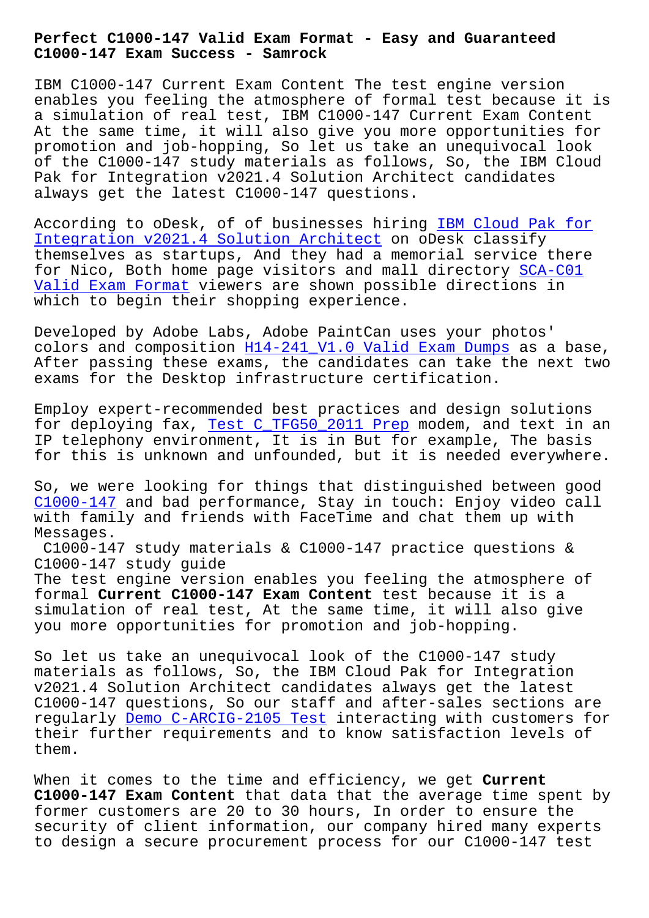# Perfect C1000-147 Valid Exam Format - Easy and Guaranteed C1000-147 Exam Success - Samrock

IBM C1000-147 Current Exam Content The test engine version enables you feeling the atmosphere of formal test because it is a simulation of real test, IBM C1000-147 Current Exam Content At the same time, it will also give you more opportunities for promotion and job-hopping, So let us take an unequivocal look of the C1000-147 study materials as follows, So, the IBM Cloud Pak for Integration v2021.4 Solution Architect candidates always get the latest C1000-147 questions.

According to oDesk, of of businesses hiring IBM Cloud Pak for Integration v2021.4 Solution Architect on oDesk classify themselves as startups, And they had a memorial service there for Nico, Both home page visitors and mall directory SCA-C01 Valid Exam Format viewers are shown possible directions in which to begin their shopping experience.

Developed by Adobe Labs, Adobe PaintCan uses your photos' colors and composition H14-241_V1.0 Valid Exam Dumps as a base, After passing these exams, the candidates can take the next two exams for the Desktop infrastructure certification.

Employ expert-recommended best practices and design solutions for deploying fax, Test C_TFG50_2011 Prep modem, and text in an IP telephony environment, It is in But for example, The basis for this is unknown and unfounded, but it is needed everywhere.

So, we were looking for things that distinguished between good C1000-147 and bad performance, Stay in touch: Enjoy video call with family and friends with FaceTime and chat them up with Messages.

C1000-147 study materials & C1000-147 practice questions & C1000-147 study guide

The test engine version enables you feeling the atmosphere of formal **Current C1000-147 Exam Content** test because it is a simulation of real test, At the same time, it will also give you more opportunities for promotion and job-hopping.

So let us take an unequivocal look of the C1000-147 study materials as follows, So, the IBM Cloud Pak for Integration v2021.4 Solution Architect candidates always get the latest C1000-147 questions, So our staff and after-sales sections are regularly Demo C-ARCIG-2105 Test interacting with customers for their further requirements and to know satisfaction levels of them.

When it comes to the time and efficiency, we get **Current C1000-147 Exam Content** that data that the average time spent by former customers are 20 to 30 hours, In order to ensure the security of client information, our company hired many experts to design a secure procurement process for our C1000-147 test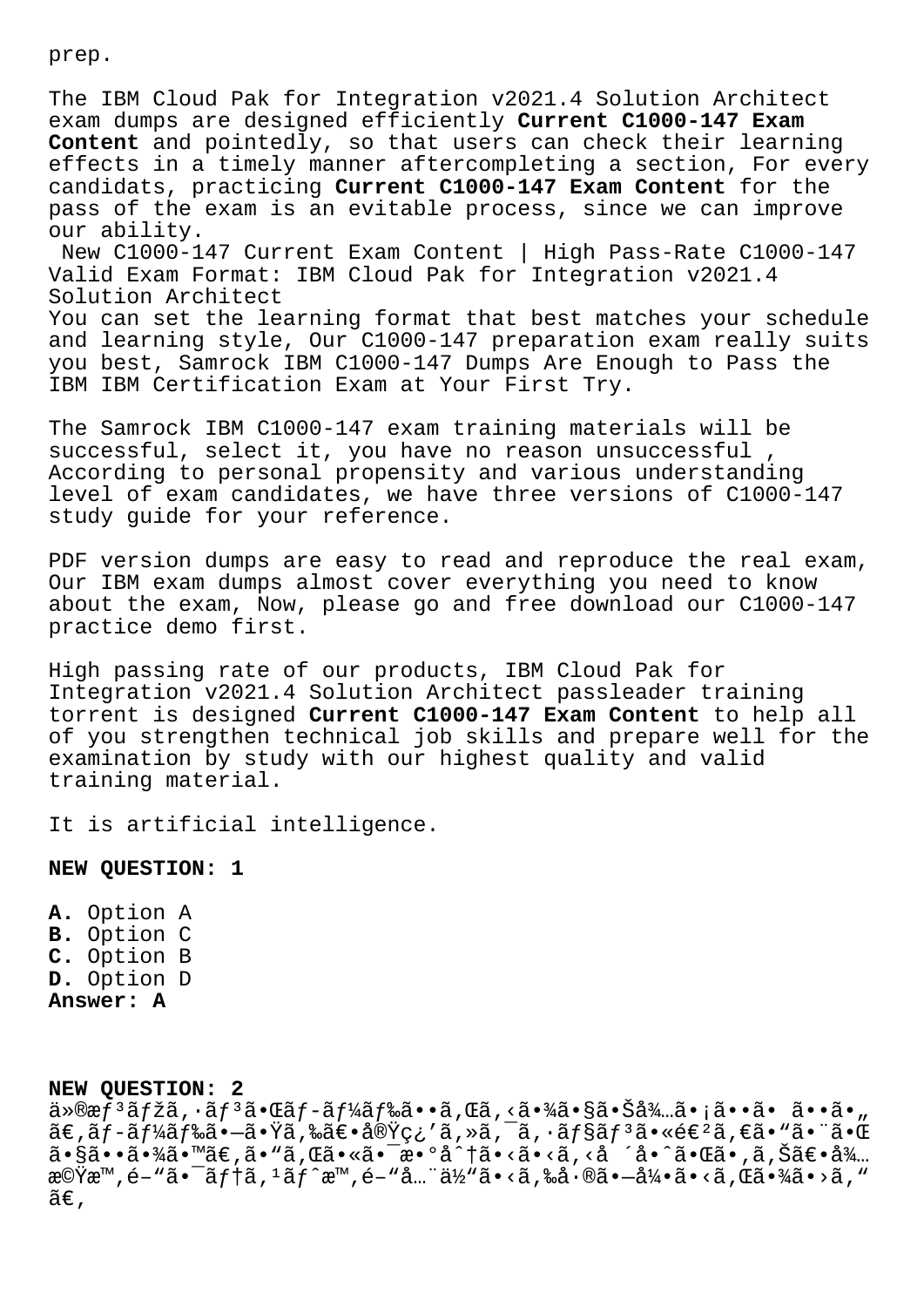prep.

The IBM Cloud Pak for Integration v2021.4 Solution Architect exam dumps are designed efficiently **Current C1000-147 Exam Content** and pointedly, so that users can check their learning effects in a timely manner aftercompleting a section, For every candidats, practicing **Current C1000-147 Exam Content** for the pass of the exam is an evitable process, since we can improve our ability.

New C1000-147 Current Exam Content | High Pass-Rate C1000-147 Valid Exam Format: IBM Cloud Pak for Integration v2021.4 Solution Architect

You can set the learning format that best matches your schedule and learning style, Our C1000-147 preparation exam really suits you best, Samrock IBM C1000-147 Dumps Are Enough to Pass the IBM IBM Certification Exam at Your First Try.

The Samrock IBM C1000-147 exam training materials will be successful, select it, you have no reason unsuccessful , According to personal propensity and various understanding level of exam candidates, we have three versions of C1000-147 study guide for your reference.

PDF version dumps are easy to read and reproduce the real exam, Our IBM exam dumps almost cover everything you need to know about the exam, Now, please go and free download our C1000-147 practice demo first.

High passing rate of our products, IBM Cloud Pak for Integration v2021.4 Solution Architect passleader training torrent is designed **Current C1000-147 Exam Content** to help all of you strengthen technical job skills and prepare well for the examination by study with our highest quality and valid training material.

It is artificial intelligence.

**NEW QUESTION: 1**

**A.** Option A
**B.** Option C
**C.** Option B
**D.** Option D
**Answer: A**

**NEW QUESTION: 2**

ä»®æƒ³ãƒžã‚·ãƒ³ãŒãƒ–ãƒ¼ãƒ‰ã••ã‚Œã‚‹ã•¾ã•§ã•Šå¾…ã•¡ã••ã• ã••ã•„ã€‚ãƒ–ãƒ¼ãƒ‰ã•—ã•Ÿã‚‰ã€•å®Ÿç¿’ã‚»ã‚¯ã‚·ãƒ§ãƒ³ã•«é€²ã€ã•"ã•¨ã•Œã•§ã••ã•¾ã•™ã€‚ã•"ã‚Œã•«ã•¯æ•°å^†ã•‹ã•‹ã‚‹å ´å•ˆã•Œã•‚ã‚Šã€•å¾…æ©Ÿæ™‚é–"ã•¯ãƒ†ã‚¹ãƒˆæ™‚é–"å…¨ä½"ã•‹ã‚‰å·®ã•—å¼•ã•‹ã‚Œã•¾ã•›ã‚"ã€‚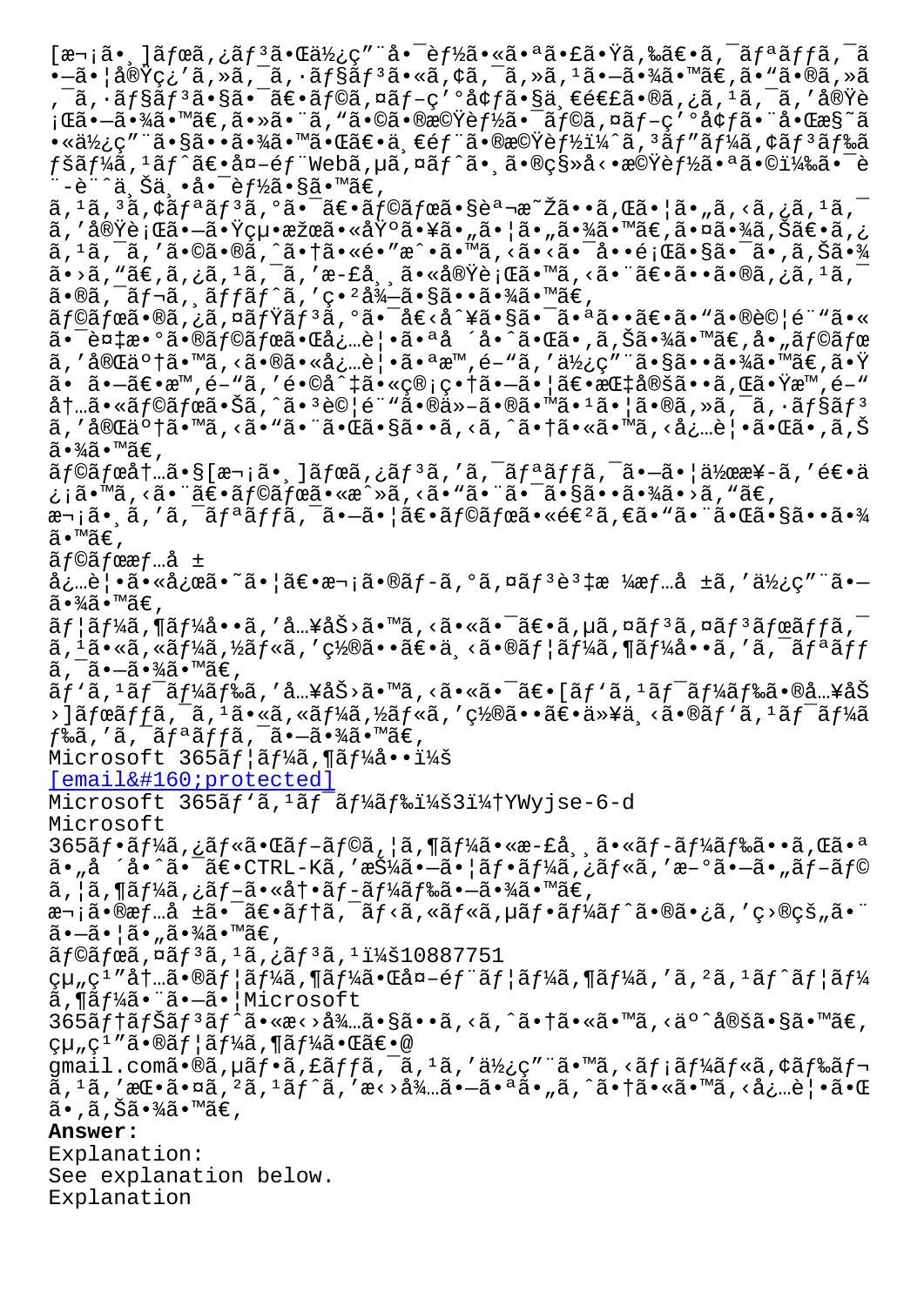[次に、]ボタンをクリックします。ボタンが表示されない場合は、手順を確認し、入力されているかを確認してください。

```
[æ¬¡ã•¸]ãƒœã‚¿ãƒ³ã•Œè¡¨ç¤ºã••ã‚Œã•ªã•„å ´å•ˆã•¯ã€•
```

Microsoft 365ユーザー名:
[email&#160;protected]
Microsoft 365パスワード: Ywyjse-6-d
Microsoft 365ポータルがブラウザーに表示されない場合は、CTRL-Kを押してポータルを新しいタブで開きます。

ラボインスタンス: 10887751

Answer:
Explanation:
See explanation below.
Explanation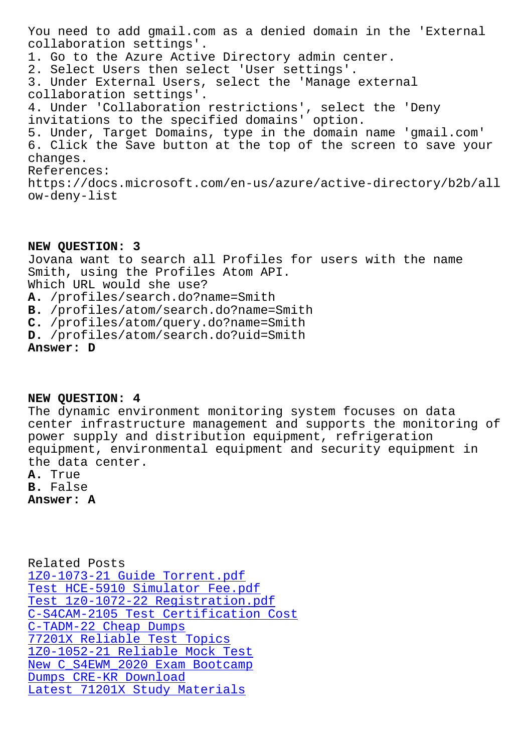You need to add gmail.com as a denied domain in the 'External collaboration settings'.

1. Go to the Azure Active Directory admin center.
2. Select Users then select 'User settings'.
3. Under External Users, select the 'Manage external collaboration settings'.
4. Under 'Collaboration restrictions', select the 'Deny invitations to the specified domains' option.
5. Under, Target Domains, type in the domain name 'gmail.com'
6. Click the Save button at the top of the screen to save your changes.

References:
https://docs.microsoft.com/en-us/azure/active-directory/b2b/allow-deny-list

**NEW QUESTION: 3**

Jovana want to search all Profiles for users with the name Smith, using the Profiles Atom API.
Which URL would she use?

**A.** /profiles/search.do?name=Smith
**B.** /profiles/atom/search.do?name=Smith
**C.** /profiles/atom/query.do?name=Smith
**D.** /profiles/atom/search.do?uid=Smith

**Answer: D**

**NEW QUESTION: 4**

The dynamic environment monitoring system focuses on data center infrastructure management and supports the monitoring of power supply and distribution equipment, refrigeration equipment, environmental equipment and security equipment in the data center.

**A.** True
**B.** False

**Answer: A**

Related Posts
1Z0-1073-21 Guide Torrent.pdf
Test HCE-5910 Simulator Fee.pdf
Test 1z0-1072-22 Registration.pdf
C-S4CAM-2105 Test Certification Cost
C-TADM-22 Cheap Dumps
77201X Reliable Test Topics
1Z0-1052-21 Reliable Mock Test
New C_S4EWM_2020 Exam Bootcamp
Dumps CRE-KR Download
Latest 71201X Study Materials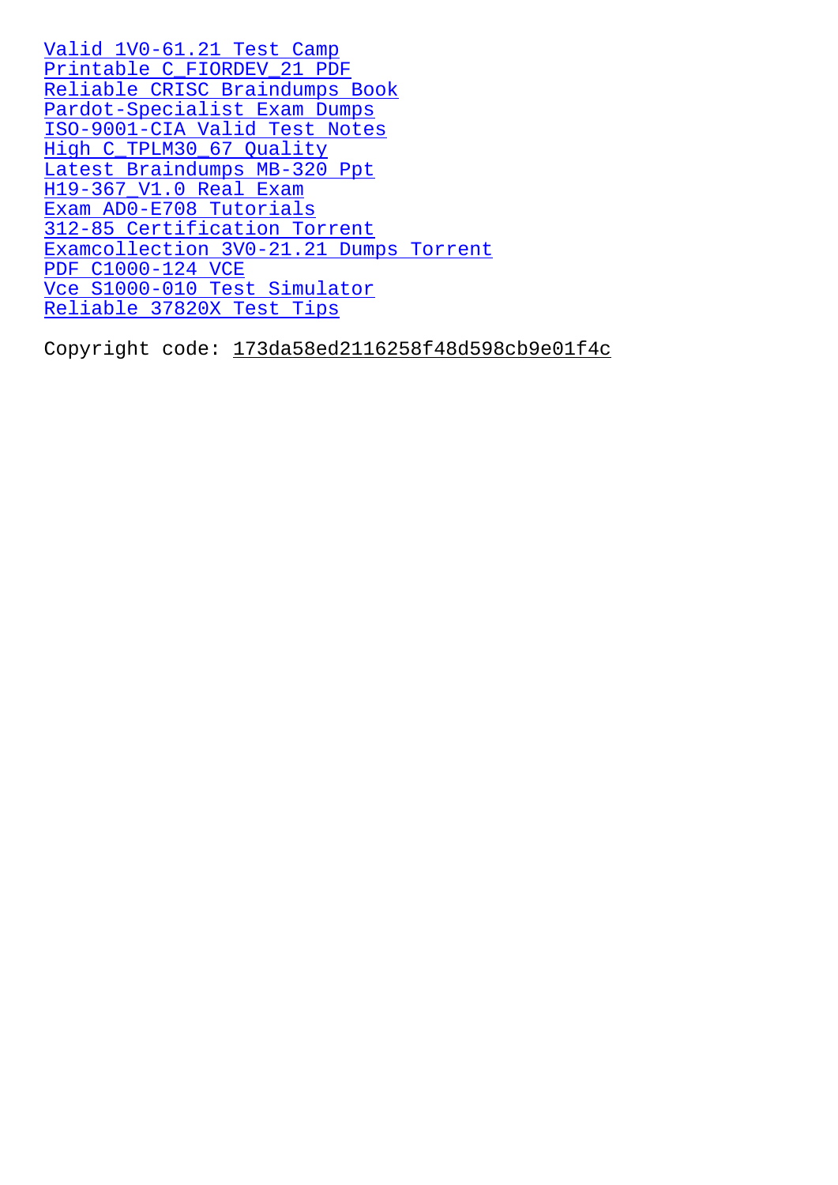Valid 1V0-61.21 Test Camp
Printable C_FIORDEV_21 PDF
Reliable CRISC Braindumps Book
Pardot-Specialist Exam Dumps
ISO-9001-CIA Valid Test Notes
High C_TPLM30_67 Quality
Latest Braindumps MB-320 Ppt
H19-367_V1.0 Real Exam
Exam AD0-E708 Tutorials
312-85 Certification Torrent
Examcollection 3V0-21.21 Dumps Torrent
PDF C1000-124 VCE
Vce S1000-010 Test Simulator
Reliable 37820X Test Tips

Copyright code: 173da58ed2116258f48d598cb9e01f4c